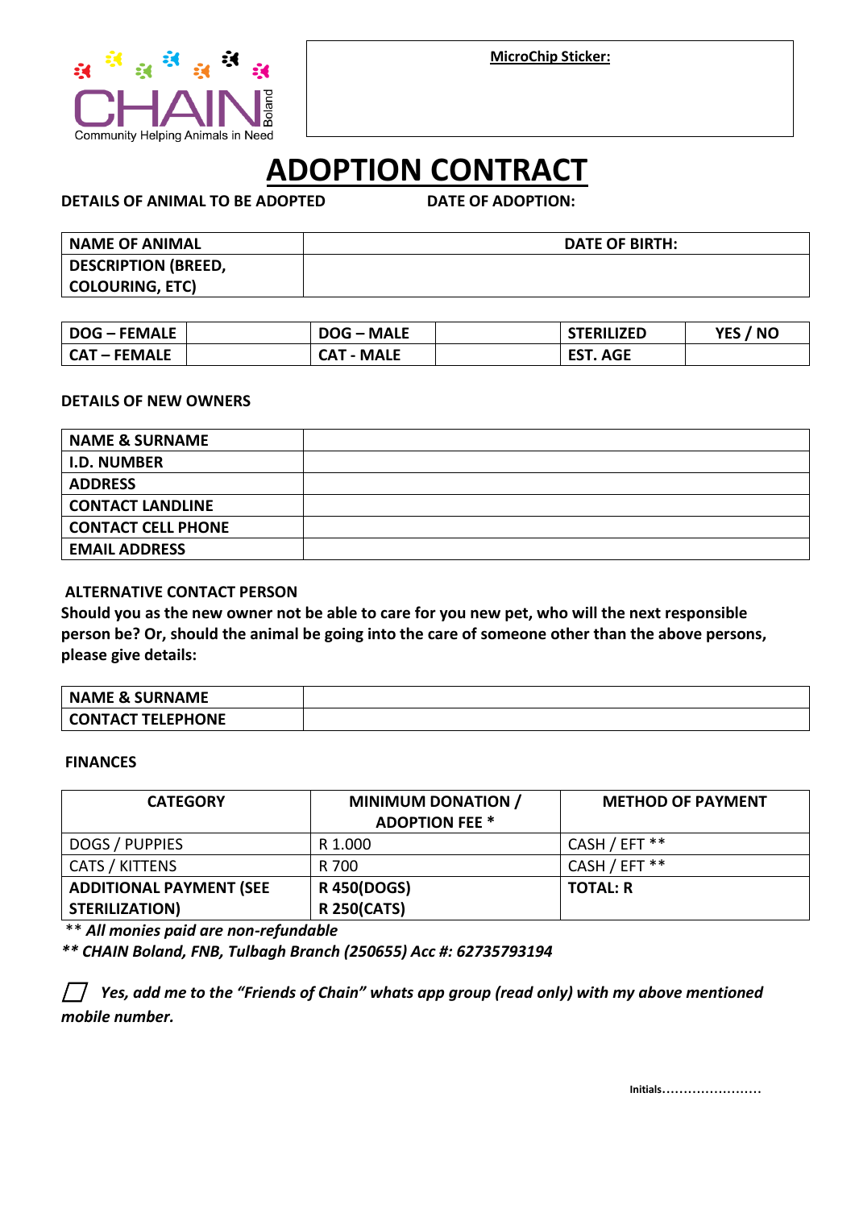CHAIN Boland

Community Helping Animals in Need

**MicroChip Sticker:**

# ADOPTION CONTRACT

**DETAILS OF ANIMAL TO BE ADOPTED** **DATE OF ADOPTION:**

| **NAME OF ANIMAL** | **DATE OF BIRTH:** |
|---|---|
| **DESCRIPTION (BREED, COLOURING, ETC)** | |

| **DOG – FEMALE** | | **DOG – MALE** | | **STERILIZED** | **YES / NO** |
|---|---|---|---|---|---|
| **CAT – FEMALE** | | **CAT - MALE** | | **EST. AGE** | |

**DETAILS OF NEW OWNERS**

| **NAME & SURNAME** | |
|---|---|
| **I.D. NUMBER** | |
| **ADDRESS** | |
| **CONTACT LANDLINE** | |
| **CONTACT CELL PHONE** | |
| **EMAIL ADDRESS** | |

**ALTERNATIVE CONTACT PERSON**

**Should you as the new owner not be able to care for you new pet, who will the next responsible person be? Or, should the animal be going into the care of someone other than the above persons, please give details:**

| **NAME & SURNAME** | |
|---|---|
| **CONTACT TELEPHONE** | |

**FINANCES**

| **CATEGORY** | **MINIMUM DONATION / ADOPTION FEE *** | **METHOD OF PAYMENT** |
|---|---|---|
| DOGS / PUPPIES | R 1.000 | CASH / EFT ** |
| CATS / KITTENS | R 700 | CASH / EFT ** |
| **ADDITIONAL PAYMENT (SEE STERILIZATION)** | **R 450(DOGS) R 250(CATS)** | **TOTAL: R** |

*** All monies paid are non-refundable*

*** CHAIN Boland, FNB, Tulbagh Branch (250655) Acc #: 62735793194*

☐ *Yes, add me to the "Friends of Chain" whats app group (read only) with my above mentioned mobile number.*

**Initials**......................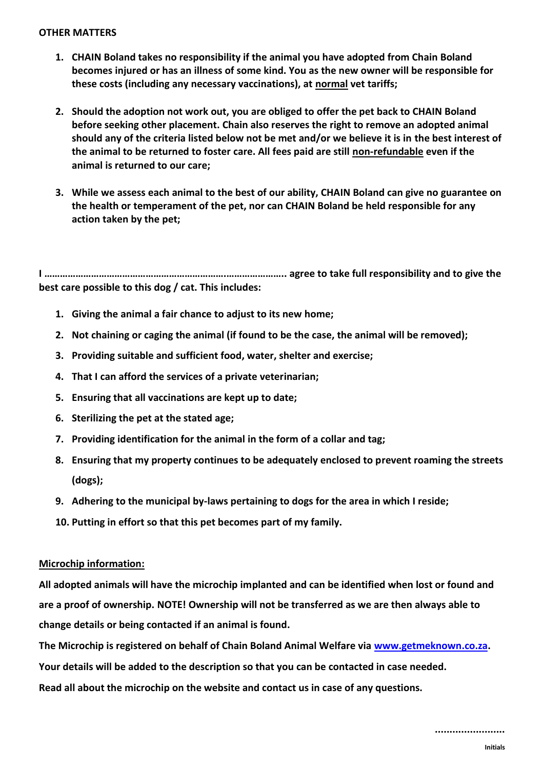**OTHER MATTERS**

1. **CHAIN Boland takes no responsibility if the animal you have adopted from Chain Boland becomes injured or has an illness of some kind. You as the new owner will be responsible for these costs (including any necessary vaccinations), at <u>normal</u> vet tariffs;**

2. **Should the adoption not work out, you are obliged to offer the pet back to CHAIN Boland before seeking other placement. Chain also reserves the right to remove an adopted animal should any of the criteria listed below not be met and/or we believe it is in the best interest of the animal to be returned to foster care. All fees paid are still <u>non-refundable</u> even if the animal is returned to our care;**

3. **While we assess each animal to the best of our ability, CHAIN Boland can give no guarantee on the health or temperament of the pet, nor can CHAIN Boland be held responsible for any action taken by the pet;**

**I ………………………………………………………………………………. agree to take full responsibility and to give the best care possible to this dog / cat. This includes:**

1. **Giving the animal a fair chance to adjust to its new home;**
2. **Not chaining or caging the animal (if found to be the case, the animal will be removed);**
3. **Providing suitable and sufficient food, water, shelter and exercise;**
4. **That I can afford the services of a private veterinarian;**
5. **Ensuring that all vaccinations are kept up to date;**
6. **Sterilizing the pet at the stated age;**
7. **Providing identification for the animal in the form of a collar and tag;**
8. **Ensuring that my property continues to be adequately enclosed to prevent roaming the streets (dogs);**
9. **Adhering to the municipal by-laws pertaining to dogs for the area in which I reside;**
10. **Putting in effort so that this pet becomes part of my family.**

**<u>Microchip information:</u>**

**All adopted animals will have the microchip implanted and can be identified when lost or found and are a proof of ownership. NOTE! Ownership will not be transferred as we are then always able to change details or being contacted if an animal is found.**

**The Microchip is registered on behalf of Chain Boland Animal Welfare via [www.getmeknown.co.za](http://www.getmeknown.co.za).**

**Your details will be added to the description so that you can be contacted in case needed.**

**Read all about the microchip on the website and contact us in case of any questions.**

……………………

Initials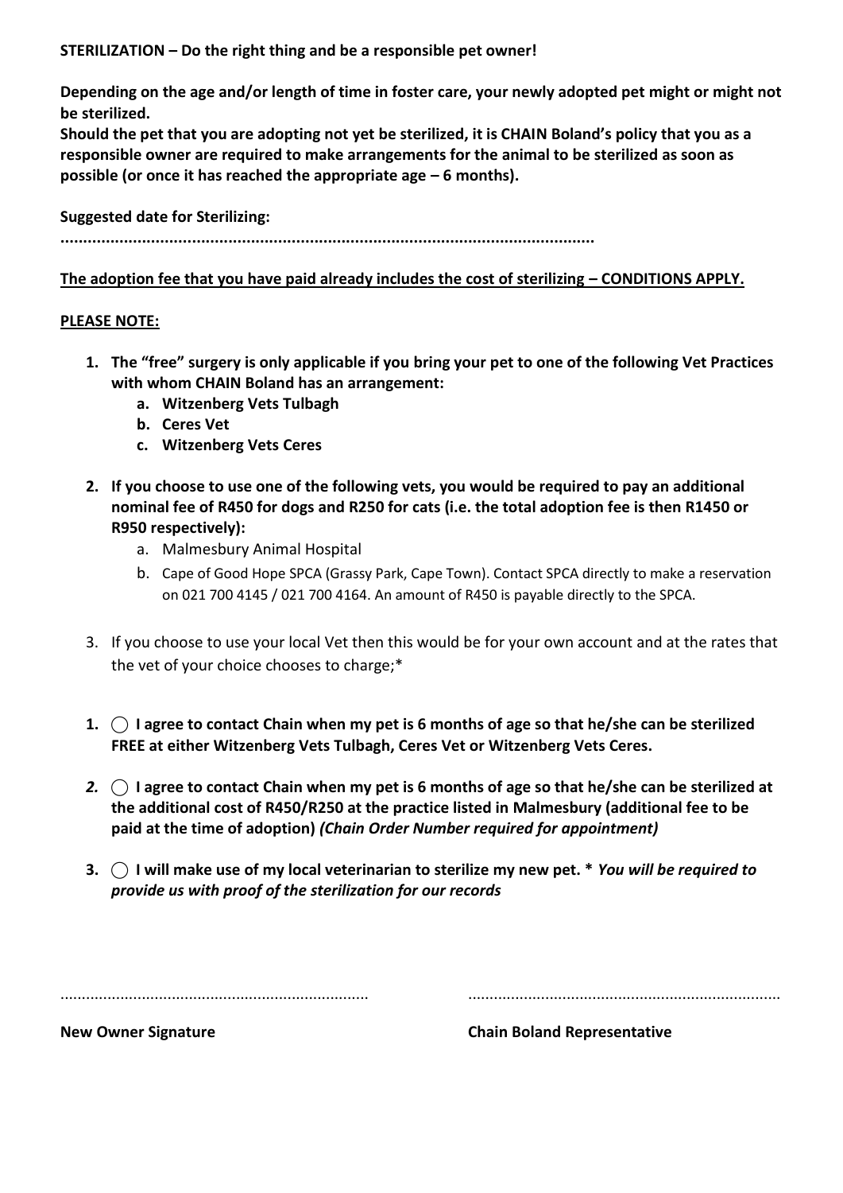**STERILIZATION – Do the right thing and be a responsible pet owner!**

**Depending on the age and/or length of time in foster care, your newly adopted pet might or might not be sterilized.**
**Should the pet that you are adopting not yet be sterilized, it is CHAIN Boland's policy that you as a responsible owner are required to make arrangements for the animal to be sterilized as soon as possible (or once it has reached the appropriate age – 6 months).**

**Suggested date for Sterilizing:**

**......................................................................................................................**

**<u>The adoption fee that you have paid already includes the cost of sterilizing – CONDITIONS APPLY.</u>**

**<u>PLEASE NOTE:</u>**

1. **The "free" surgery is only applicable if you bring your pet to one of the following Vet Practices with whom CHAIN Boland has an arrangement:**
   a. **Witzenberg Vets Tulbagh**
   b. **Ceres Vet**
   c. **Witzenberg Vets Ceres**

2. **If you choose to use one of the following vets, you would be required to pay an additional nominal fee of R450 for dogs and R250 for cats (i.e. the total adoption fee is then R1450 or R950 respectively):**
   a. Malmesbury Animal Hospital
   b. Cape of Good Hope SPCA (Grassy Park, Cape Town). Contact SPCA directly to make a reservation on 021 700 4145 / 021 700 4164. An amount of R450 is payable directly to the SPCA.

3. If you choose to use your local Vet then this would be for your own account and at the rates that the vet of your choice chooses to charge;*

1. ◯ **I agree to contact Chain when my pet is 6 months of age so that he/she can be sterilized FREE at either Witzenberg Vets Tulbagh, Ceres Vet or Witzenberg Vets Ceres.**

2. ◯ **I agree to contact Chain when my pet is 6 months of age so that he/she can be sterilized at the additional cost of R450/R250 at the practice listed in Malmesbury (additional fee to be paid at the time of adoption) *(Chain Order Number required for appointment)***

3. ◯ **I will make use of my local veterinarian to sterilize my new pet. \* *You will be required to provide us with proof of the sterilization for our records***

........................................................................ ........................................................................

**New Owner Signature** **Chain Boland Representative**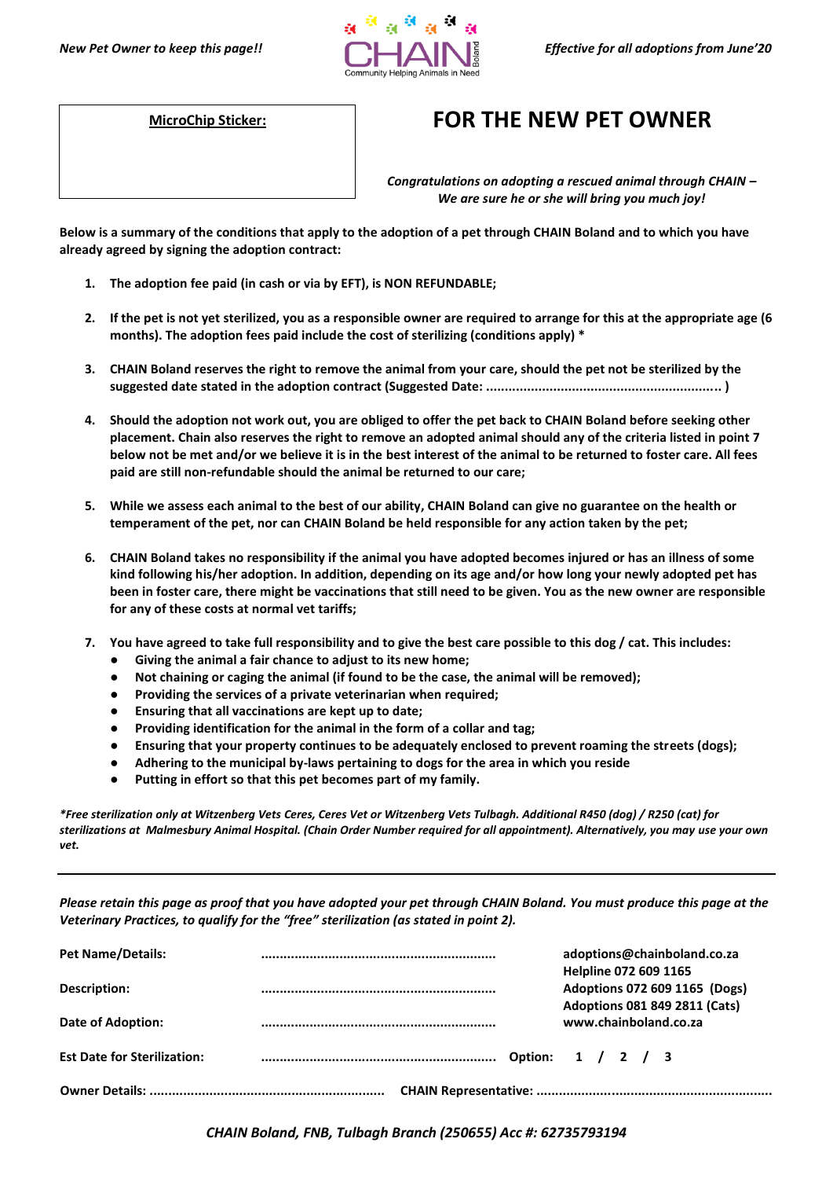*New Pet Owner to keep this page!!*

CHAIN Boland
Community Helping Animals in Need

*Effective for all adoptions from June'20*

**MicroChip Sticker:**

# FOR THE NEW PET OWNER

*Congratulations on adopting a rescued animal through CHAIN – We are sure he or she will bring you much joy!*

**Below is a summary of the conditions that apply to the adoption of a pet through CHAIN Boland and to which you have already agreed by signing the adoption contract:**

1. **The adoption fee paid (in cash or via by EFT), is NON REFUNDABLE;**
2. **If the pet is not yet sterilized, you as a responsible owner are required to arrange for this at the appropriate age (6 months). The adoption fees paid include the cost of sterilizing (conditions apply) ***
3. **CHAIN Boland reserves the right to remove the animal from your care, should the pet not be sterilized by the suggested date stated in the adoption contract (Suggested Date: .............................................................. )**
4. **Should the adoption not work out, you are obliged to offer the pet back to CHAIN Boland before seeking other placement. Chain also reserves the right to remove an adopted animal should any of the criteria listed in point 7 below not be met and/or we believe it is in the best interest of the animal to be returned to foster care. All fees paid are still non-refundable should the animal be returned to our care;**
5. **While we assess each animal to the best of our ability, CHAIN Boland can give no guarantee on the health or temperament of the pet, nor can CHAIN Boland be held responsible for any action taken by the pet;**
6. **CHAIN Boland takes no responsibility if the animal you have adopted becomes injured or has an illness of some kind following his/her adoption. In addition, depending on its age and/or how long your newly adopted pet has been in foster care, there might be vaccinations that still need to be given. You as the new owner are responsible for any of these costs at normal vet tariffs;**
7. **You have agreed to take full responsibility and to give the best care possible to this dog / cat. This includes:**
   - **Giving the animal a fair chance to adjust to its new home;**
   - **Not chaining or caging the animal (if found to be the case, the animal will be removed);**
   - **Providing the services of a private veterinarian when required;**
   - **Ensuring that all vaccinations are kept up to date;**
   - **Providing identification for the animal in the form of a collar and tag;**
   - **Ensuring that your property continues to be adequately enclosed to prevent roaming the streets (dogs);**
   - **Adhering to the municipal by-laws pertaining to dogs for the area in which you reside**
   - **Putting in effort so that this pet becomes part of my family.**

***Free sterilization only at Witzenberg Vets Ceres, Ceres Vet or Witzenberg Vets Tulbagh. Additional R450 (dog) / R250 (cat) for sterilizations at Malmesbury Animal Hospital. (Chain Order Number required for all appointment). Alternatively, you may use your own vet.***

---

***Please retain this page as proof that you have adopted your pet through CHAIN Boland. You must produce this page at the Veterinary Practices, to qualify for the "free" sterilization (as stated in point 2).***

**Pet Name/Details:** ..............................................................

**Description:** ..............................................................

**Date of Adoption:** ..............................................................

**Est Date for Sterilization:** .............................................................. **Option: 1 / 2 / 3**

**adoptions@chainboland.co.za**
**Helpline 072 609 1165**
**Adoptions 072 609 1165 (Dogs)**
**Adoptions 081 849 2811 (Cats)**
**www.chainboland.co.za**

**Owner Details:** .............................................................. **CHAIN Representative:** ..............................................................

*CHAIN Boland, FNB, Tulbagh Branch (250655) Acc #: 62735793194*